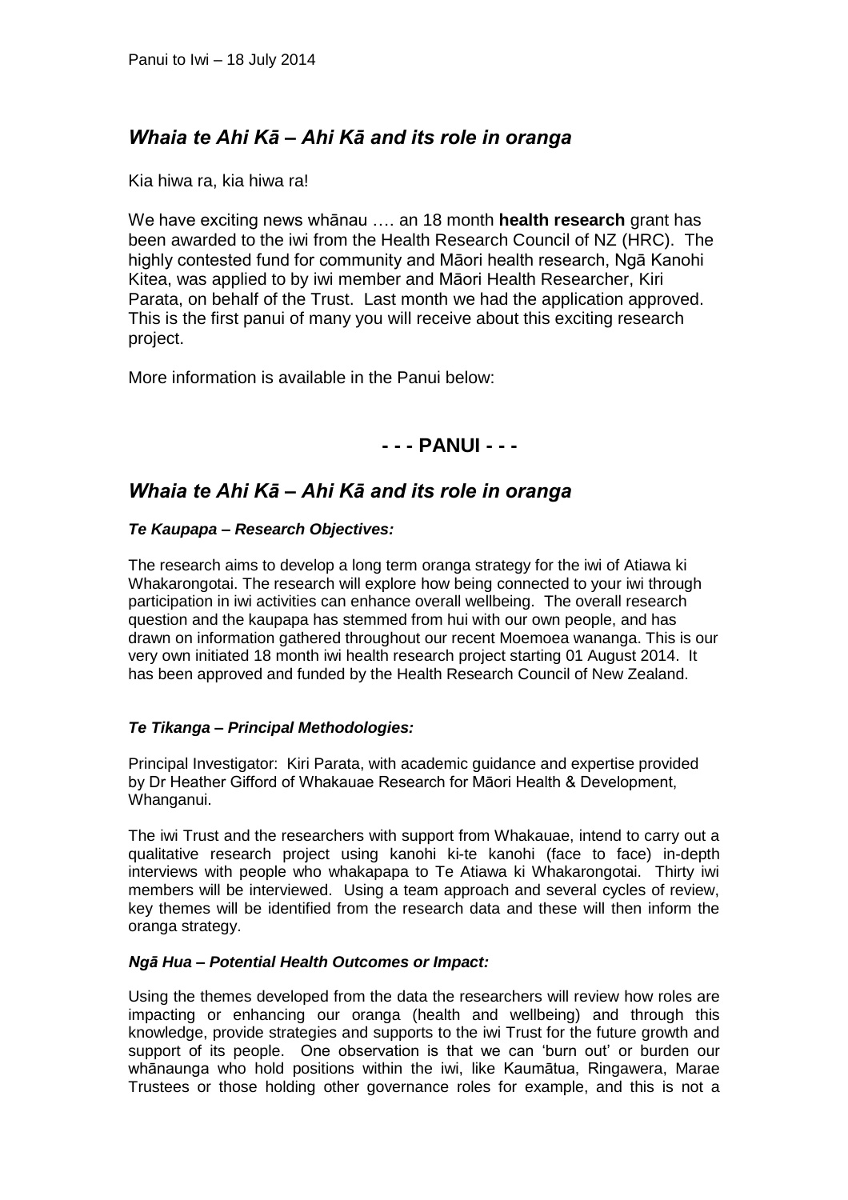Panui to Iwi – 18 July 2014

## *Whaia te Ahi Kā – Ahi Kā and its role in oranga*

Kia hiwa ra, kia hiwa ra!

We have exciting news whānau …. an 18 month **health research** grant has been awarded to the iwi from the Health Research Council of NZ (HRC). The highly contested fund for community and Māori health research, Ngā Kanohi Kitea, was applied to by iwi member and Māori Health Researcher, Kiri Parata, on behalf of the Trust. Last month we had the application approved. This is the first panui of many you will receive about this exciting research project.

More information is available in the Panui below:

**- - - PANUI - - -**

## *Whaia te Ahi Kā – Ahi Kā and its role in oranga*

### *Te Kaupapa – Research Objectives:*

The research aims to develop a long term oranga strategy for the iwi of Atiawa ki Whakarongotai. The research will explore how being connected to your iwi through participation in iwi activities can enhance overall wellbeing. The overall research question and the kaupapa has stemmed from hui with our own people, and has drawn on information gathered throughout our recent Moemoea wananga. This is our very own initiated 18 month iwi health research project starting 01 August 2014. It has been approved and funded by the Health Research Council of New Zealand.

### *Te Tikanga – Principal Methodologies:*

Principal Investigator: Kiri Parata, with academic guidance and expertise provided by Dr Heather Gifford of Whakauae Research for Māori Health & Development, Whanganui.

The iwi Trust and the researchers with support from Whakauae, intend to carry out a qualitative research project using kanohi ki-te kanohi (face to face) in-depth interviews with people who whakapapa to Te Atiawa ki Whakarongotai. Thirty iwi members will be interviewed. Using a team approach and several cycles of review, key themes will be identified from the research data and these will then inform the oranga strategy.

### *Ngā Hua – Potential Health Outcomes or Impact:*

Using the themes developed from the data the researchers will review how roles are impacting or enhancing our oranga (health and wellbeing) and through this knowledge, provide strategies and supports to the iwi Trust for the future growth and support of its people. One observation is that we can 'burn out' or burden our whānaunga who hold positions within the iwi, like Kaumātua, Ringawera, Marae Trustees or those holding other governance roles for example, and this is not a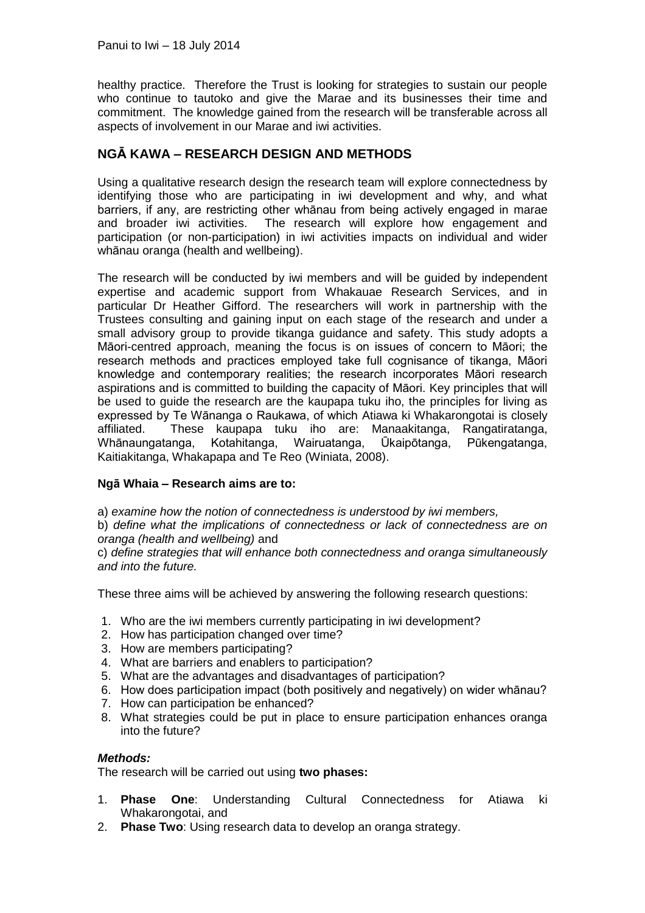healthy practice. Therefore the Trust is looking for strategies to sustain our people who continue to tautoko and give the Marae and its businesses their time and commitment. The knowledge gained from the research will be transferable across all aspects of involvement in our Marae and iwi activities.

## NGĀ KAWA – RESEARCH DESIGN AND METHODS

Using a qualitative research design the research team will explore connectedness by identifying those who are participating in iwi development and why, and what barriers, if any, are restricting other whānau from being actively engaged in marae and broader iwi activities. The research will explore how engagement and participation (or non-participation) in iwi activities impacts on individual and wider whānau oranga (health and wellbeing).

The research will be conducted by iwi members and will be guided by independent expertise and academic support from Whakauae Research Services, and in particular Dr Heather Gifford. The researchers will work in partnership with the Trustees consulting and gaining input on each stage of the research and under a small advisory group to provide tikanga guidance and safety. This study adopts a Māori-centred approach, meaning the focus is on issues of concern to Māori; the research methods and practices employed take full cognisance of tikanga, Māori knowledge and contemporary realities; the research incorporates Māori research aspirations and is committed to building the capacity of Māori. Key principles that will be used to guide the research are the kaupapa tuku iho, the principles for living as expressed by Te Wānanga o Raukawa, of which Atiawa ki Whakarongotai is closely affiliated. These kaupapa tuku iho are: Manaakitanga, Rangatiratanga, Whānaungatanga, Kotahitanga, Wairuatanga, Ūkaipōtanga, Pūkengatanga, Kaitiakitanga, Whakapapa and Te Reo (Winiata, 2008).

**Ngā Whaia – Research aims are to:**

a) *examine how the notion of connectedness is understood by iwi members,*

b) *define what the implications of connectedness or lack of connectedness are on oranga (health and wellbeing)* and

c) *define strategies that will enhance both connectedness and oranga simultaneously and into the future.*

These three aims will be achieved by answering the following research questions:

1. Who are the iwi members currently participating in iwi development?
2. How has participation changed over time?
3. How are members participating?
4. What are barriers and enablers to participation?
5. What are the advantages and disadvantages of participation?
6. How does participation impact (both positively and negatively) on wider whānau?
7. How can participation be enhanced?
8. What strategies could be put in place to ensure participation enhances oranga into the future?

***Methods:***

The research will be carried out using **two phases:**

1. **Phase One**: Understanding Cultural Connectedness for Atiawa ki Whakarongotai, and
2. **Phase Two**: Using research data to develop an oranga strategy.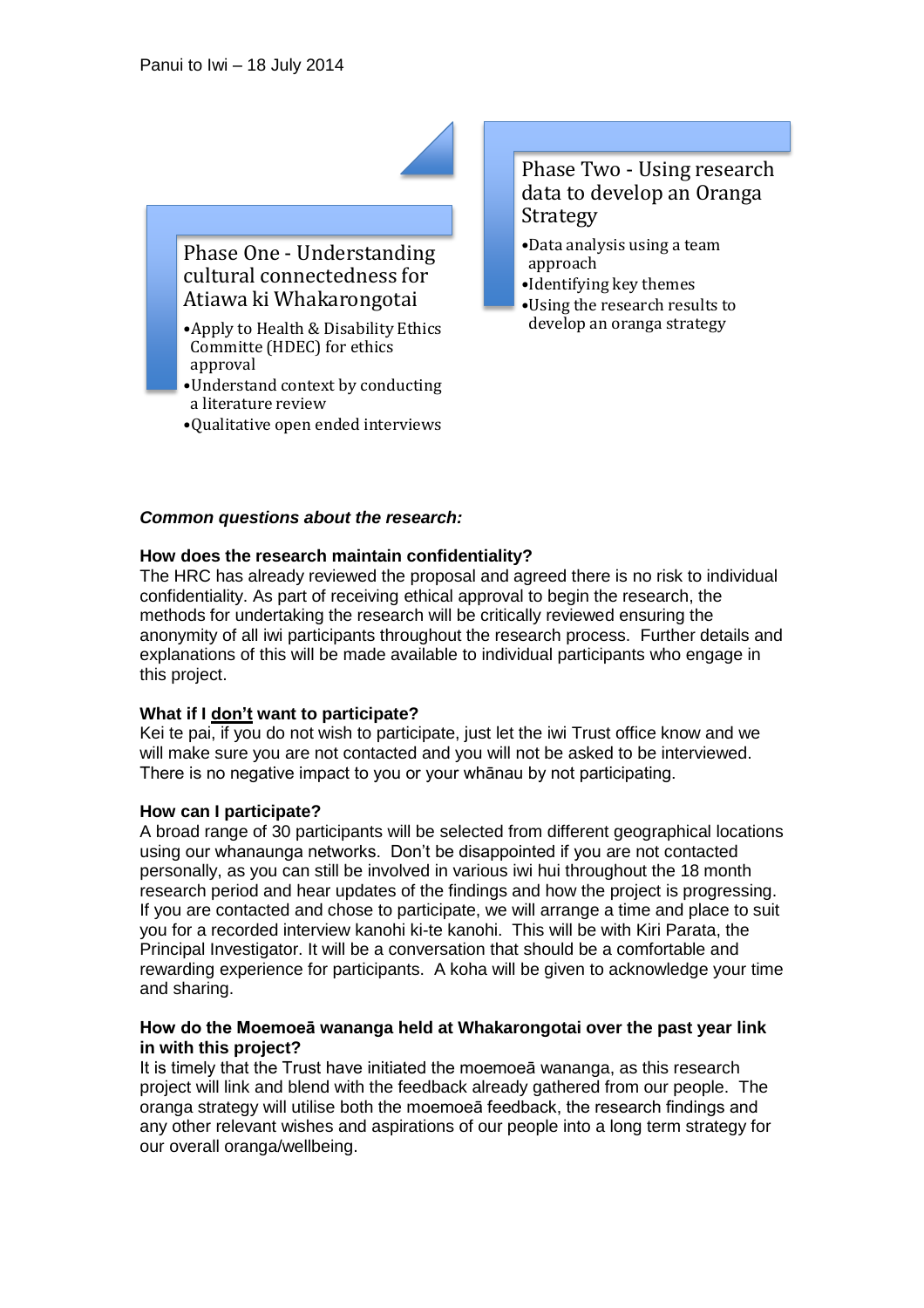Panui to Iwi – 18 July 2014

### Phase One - Understanding cultural connectedness for Atiawa ki Whakarongotai

- Apply to Health & Disability Ethics Committe (HDEC) for ethics approval
- Understand context by conducting a literature review
- Qualitative open ended interviews

### Phase Two - Using research data to develop an Oranga Strategy

- Data analysis using a team approach
- Identifying key themes
- Using the research results to develop an oranga strategy

***Common questions about the research:***

**How does the research maintain confidentiality?**

The HRC has already reviewed the proposal and agreed there is no risk to individual confidentiality. As part of receiving ethical approval to begin the research, the methods for undertaking the research will be critically reviewed ensuring the anonymity of all iwi participants throughout the research process. Further details and explanations of this will be made available to individual participants who engage in this project.

**What if I <u>don't</u> want to participate?**

Kei te pai, if you do not wish to participate, just let the iwi Trust office know and we will make sure you are not contacted and you will not be asked to be interviewed. There is no negative impact to you or your whānau by not participating.

**How can I participate?**

A broad range of 30 participants will be selected from different geographical locations using our whanaunga networks. Don't be disappointed if you are not contacted personally, as you can still be involved in various iwi hui throughout the 18 month research period and hear updates of the findings and how the project is progressing. If you are contacted and chose to participate, we will arrange a time and place to suit you for a recorded interview kanohi ki-te kanohi. This will be with Kiri Parata, the Principal Investigator. It will be a conversation that should be a comfortable and rewarding experience for participants. A koha will be given to acknowledge your time and sharing.

**How do the Moemoeā wananga held at Whakarongotai over the past year link in with this project?**

It is timely that the Trust have initiated the moemoeā wananga, as this research project will link and blend with the feedback already gathered from our people. The oranga strategy will utilise both the moemoeā feedback, the research findings and any other relevant wishes and aspirations of our people into a long term strategy for our overall oranga/wellbeing.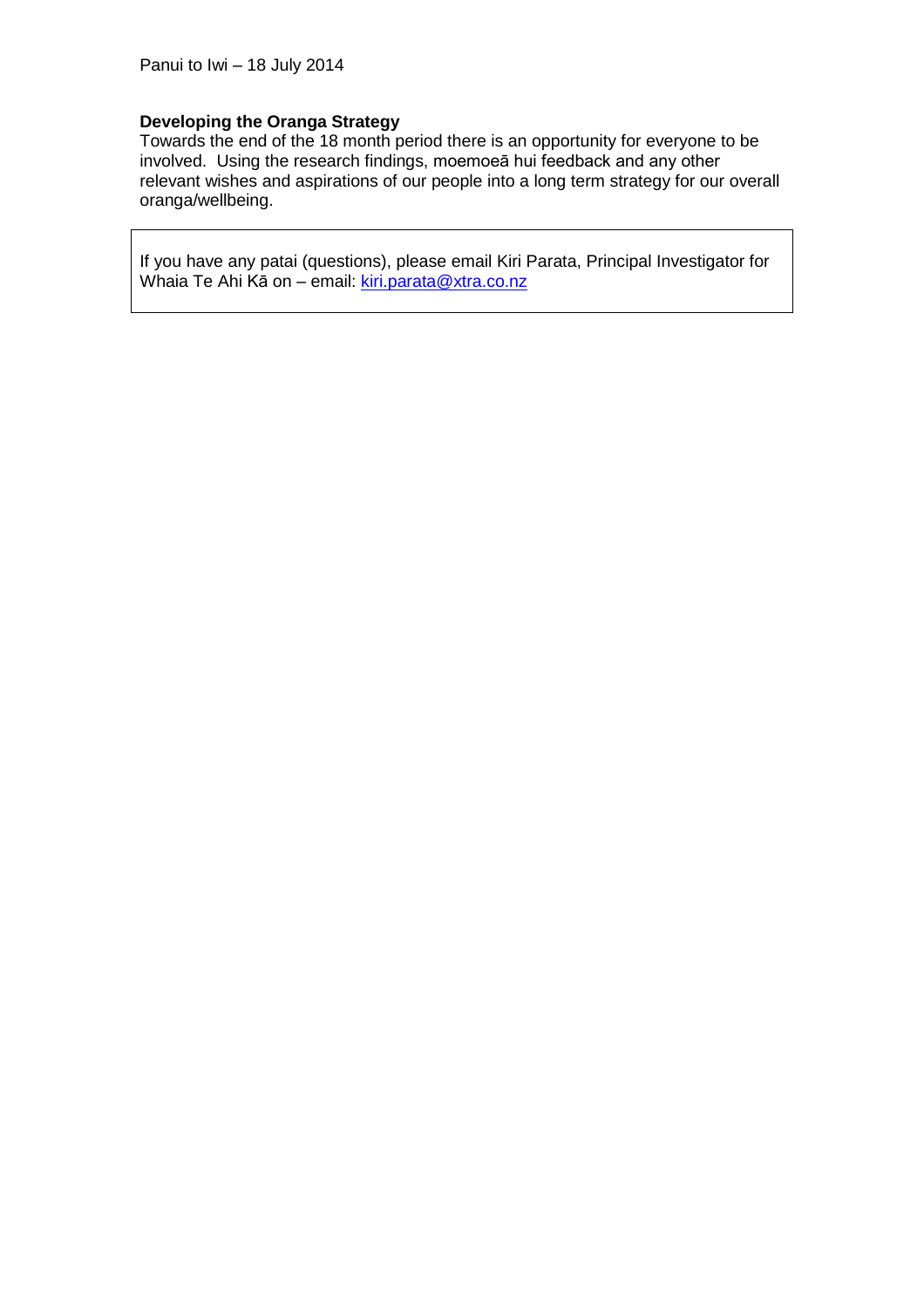**Developing the Oranga Strategy**

Towards the end of the 18 month period there is an opportunity for everyone to be involved. Using the research findings, moemoeā hui feedback and any other relevant wishes and aspirations of our people into a long term strategy for our overall oranga/wellbeing.

If you have any patai (questions), please email Kiri Parata, Principal Investigator for Whaia Te Ahi Kā on – email: kiri.parata@xtra.co.nz